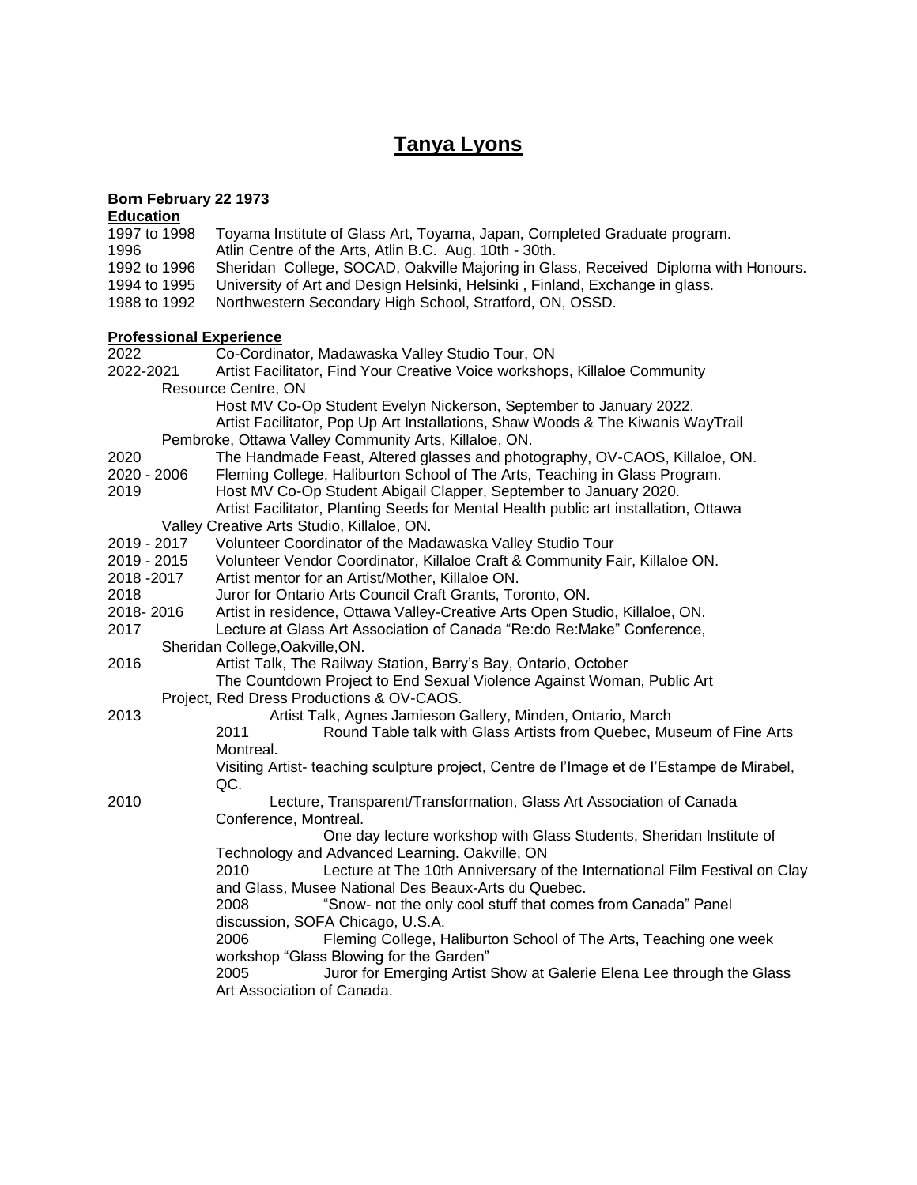# Tanya Lyons

**Born February 22 1973**

**Education**

1997 to 1998 Toyama Institute of Glass Art, Toyama, Japan, Completed Graduate program.
1996 Atlin Centre of the Arts, Atlin B.C. Aug. 10th - 30th.
1992 to 1996 Sheridan College, SOCAD, Oakville Majoring in Glass, Received Diploma with Honours.
1994 to 1995 University of Art and Design Helsinki, Helsinki , Finland, Exchange in glass.
1988 to 1992 Northwestern Secondary High School, Stratford, ON, OSSD.

**Professional Experience**

2022 Co-Cordinator, Madawaska Valley Studio Tour, ON
2022-2021 Artist Facilitator, Find Your Creative Voice workshops, Killaloe Community Resource Centre, ON
Host MV Co-Op Student Evelyn Nickerson, September to January 2022.
Artist Facilitator, Pop Up Art Installations, Shaw Woods & The Kiwanis WayTrail Pembroke, Ottawa Valley Community Arts, Killaloe, ON.
2020 The Handmade Feast, Altered glasses and photography, OV-CAOS, Killaloe, ON.
2020 - 2006 Fleming College, Haliburton School of The Arts, Teaching in Glass Program.
2019 Host MV Co-Op Student Abigail Clapper, September to January 2020.
Artist Facilitator, Planting Seeds for Mental Health public art installation, Ottawa Valley Creative Arts Studio, Killaloe, ON.
2019 - 2017 Volunteer Coordinator of the Madawaska Valley Studio Tour
2019 - 2015 Volunteer Vendor Coordinator, Killaloe Craft & Community Fair, Killaloe ON.
2018 -2017 Artist mentor for an Artist/Mother, Killaloe ON.
2018 Juror for Ontario Arts Council Craft Grants, Toronto, ON.
2018- 2016 Artist in residence, Ottawa Valley-Creative Arts Open Studio, Killaloe, ON.
2017 Lecture at Glass Art Association of Canada "Re:do Re:Make" Conference, Sheridan College,Oakville,ON.
2016 Artist Talk, The Railway Station, Barry's Bay, Ontario, October
The Countdown Project to End Sexual Violence Against Woman, Public Art Project, Red Dress Productions & OV-CAOS.
2013 Artist Talk, Agnes Jamieson Gallery, Minden, Ontario, March
2011 Round Table talk with Glass Artists from Quebec, Museum of Fine Arts Montreal.
Visiting Artist- teaching sculpture project, Centre de l'Image et de l'Estampe de Mirabel, QC.
2010 Lecture, Transparent/Transformation, Glass Art Association of Canada Conference, Montreal.
One day lecture workshop with Glass Students, Sheridan Institute of Technology and Advanced Learning. Oakville, ON
2010 Lecture at The 10th Anniversary of the International Film Festival on Clay and Glass, Musee National Des Beaux-Arts du Quebec.
2008 "Snow- not the only cool stuff that comes from Canada" Panel discussion, SOFA Chicago, U.S.A.
2006 Fleming College, Haliburton School of The Arts, Teaching one week workshop "Glass Blowing for the Garden"
2005 Juror for Emerging Artist Show at Galerie Elena Lee through the Glass Art Association of Canada.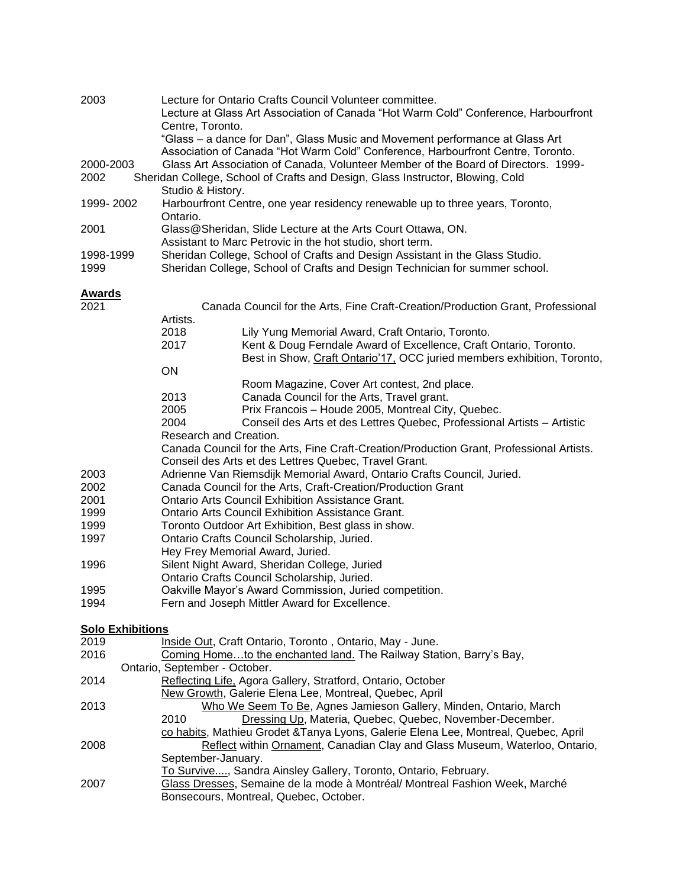2003 Lecture for Ontario Crafts Council Volunteer committee.
Lecture at Glass Art Association of Canada "Hot Warm Cold" Conference, Harbourfront Centre, Toronto.
"Glass – a dance for Dan", Glass Music and Movement performance at Glass Art Association of Canada "Hot Warm Cold" Conference, Harbourfront Centre, Toronto.

2000-2003 Glass Art Association of Canada, Volunteer Member of the Board of Directors.

1999-2002 Sheridan College, School of Crafts and Design, Glass Instructor, Blowing, Cold Studio & History.

1999- 2002 Harbourfront Centre, one year residency renewable up to three years, Toronto, Ontario.

2001 Glass@Sheridan, Slide Lecture at the Arts Court Ottawa, ON.
Assistant to Marc Petrovic in the hot studio, short term.

1998-1999 Sheridan College, School of Crafts and Design Assistant in the Glass Studio.

1999 Sheridan College, School of Crafts and Design Technician for summer school.

## Awards

2021 Canada Council for the Arts, Fine Craft-Creation/Production Grant, Professional Artists.

2018 Lily Yung Memorial Award, Craft Ontario, Toronto.

2017 Kent & Doug Ferndale Award of Excellence, Craft Ontario, Toronto.
Best in Show, Craft Ontario'17, OCC juried members exhibition, Toronto, ON
Room Magazine, Cover Art contest, 2nd place.

2013 Canada Council for the Arts, Travel grant.

2005 Prix Francois – Houde 2005, Montreal City, Quebec.

2004 Conseil des Arts et des Lettres Quebec, Professional Artists – Artistic Research and Creation.
Canada Council for the Arts, Fine Craft-Creation/Production Grant, Professional Artists.
Conseil des Arts et des Lettres Quebec, Travel Grant.

2003 Adrienne Van Riemsdijk Memorial Award, Ontario Crafts Council, Juried.

2002 Canada Council for the Arts, Craft-Creation/Production Grant

2001 Ontario Arts Council Exhibition Assistance Grant.

1999 Ontario Arts Council Exhibition Assistance Grant.

1999 Toronto Outdoor Art Exhibition, Best glass in show.

1997 Ontario Crafts Council Scholarship, Juried.
Hey Frey Memorial Award, Juried.

1996 Silent Night Award, Sheridan College, Juried
Ontario Crafts Council Scholarship, Juried.

1995 Oakville Mayor's Award Commission, Juried competition.

1994 Fern and Joseph Mittler Award for Excellence.

## Solo Exhibitions

2019 Inside Out, Craft Ontario, Toronto , Ontario, May - June.

2016 Coming Home…to the enchanted land. The Railway Station, Barry's Bay, Ontario, September - October.

2014 Reflecting Life, Agora Gallery, Stratford, Ontario, October
New Growth, Galerie Elena Lee, Montreal, Quebec, April

2013 Who We Seem To Be, Agnes Jamieson Gallery, Minden, Ontario, March

2010 Dressing Up, Materia, Quebec, Quebec, November-December.
co habits, Mathieu Grodet &Tanya Lyons, Galerie Elena Lee, Montreal, Quebec, April

2008 Reflect within Ornament, Canadian Clay and Glass Museum, Waterloo, Ontario, September-January.
To Survive...., Sandra Ainsley Gallery, Toronto, Ontario, February.

2007 Glass Dresses, Semaine de la mode à Montréal/ Montreal Fashion Week, Marché Bonsecours, Montreal, Quebec, October.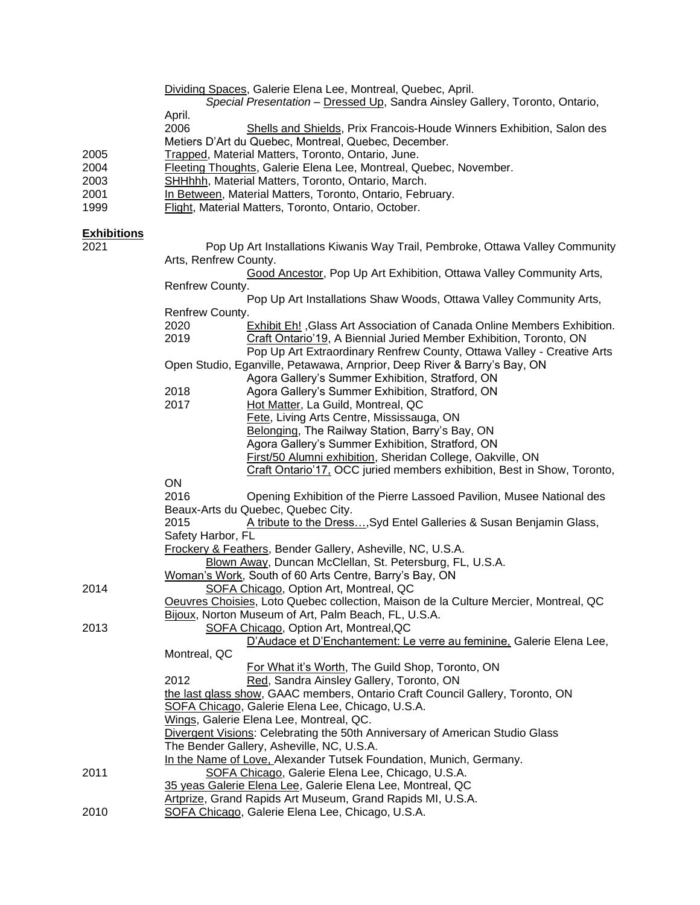Dividing Spaces, Galerie Elena Lee, Montreal, Quebec, April.

*Special Presentation* – Dressed Up, Sandra Ainsley Gallery, Toronto, Ontario, April.

2006 Shells and Shields, Prix Francois-Houde Winners Exhibition, Salon des Metiers D'Art du Quebec, Montreal, Quebec, December.

2005 Trapped, Material Matters, Toronto, Ontario, June.

2004 Fleeting Thoughts, Galerie Elena Lee, Montreal, Quebec, November.

2003 SHHhhh, Material Matters, Toronto, Ontario, March.

2001 In Between, Material Matters, Toronto, Ontario, February.

1999 Flight, Material Matters, Toronto, Ontario, October.

## Exhibitions

2021

Pop Up Art Installations Kiwanis Way Trail, Pembroke, Ottawa Valley Community Arts, Renfrew County.

Good Ancestor, Pop Up Art Exhibition, Ottawa Valley Community Arts, Renfrew County.

Pop Up Art Installations Shaw Woods, Ottawa Valley Community Arts, Renfrew County.

2020 Exhibit Eh! ,Glass Art Association of Canada Online Members Exhibition.

2019 Craft Ontario'19, A Biennial Juried Member Exhibition, Toronto, ON

Pop Up Art Extraordinary Renfrew County, Ottawa Valley - Creative Arts Open Studio, Eganville, Petawawa, Arnprior, Deep River & Barry's Bay, ON

Agora Gallery's Summer Exhibition, Stratford, ON

2018 Agora Gallery's Summer Exhibition, Stratford, ON

2017 Hot Matter, La Guild, Montreal, QC

Fete, Living Arts Centre, Mississauga, ON

Belonging, The Railway Station, Barry's Bay, ON

Agora Gallery's Summer Exhibition, Stratford, ON

First/50 Alumni exhibition, Sheridan College, Oakville, ON

Craft Ontario'17, OCC juried members exhibition, Best in Show, Toronto, ON

2016 Opening Exhibition of the Pierre Lassoed Pavilion, Musee National des Beaux-Arts du Quebec, Quebec City.

2015 A tribute to the Dress…,Syd Entel Galleries & Susan Benjamin Glass, Safety Harbor, FL

Frockery & Feathers, Bender Gallery, Asheville, NC, U.S.A.

Blown Away, Duncan McClellan, St. Petersburg, FL, U.S.A.

Woman's Work, South of 60 Arts Centre, Barry's Bay, ON

2014 SOFA Chicago, Option Art, Montreal, QC

Oeuvres Choisies, Loto Quebec collection, Maison de la Culture Mercier, Montreal, QC

Bijoux, Norton Museum of Art, Palm Beach, FL, U.S.A.

2013 SOFA Chicago, Option Art, Montreal,QC

D'Audace et D'Enchantement: Le verre au feminine, Galerie Elena Lee, Montreal, QC

For What it's Worth, The Guild Shop, Toronto, ON

2012 Red, Sandra Ainsley Gallery, Toronto, ON

the last glass show, GAAC members, Ontario Craft Council Gallery, Toronto, ON

SOFA Chicago, Galerie Elena Lee, Chicago, U.S.A.

Wings, Galerie Elena Lee, Montreal, QC.

Divergent Visions: Celebrating the 50th Anniversary of American Studio Glass The Bender Gallery, Asheville, NC, U.S.A.

In the Name of Love, Alexander Tutsek Foundation, Munich, Germany.

2011 SOFA Chicago, Galerie Elena Lee, Chicago, U.S.A.

35 yeas Galerie Elena Lee, Galerie Elena Lee, Montreal, QC

Artprize, Grand Rapids Art Museum, Grand Rapids MI, U.S.A.

2010 SOFA Chicago, Galerie Elena Lee, Chicago, U.S.A.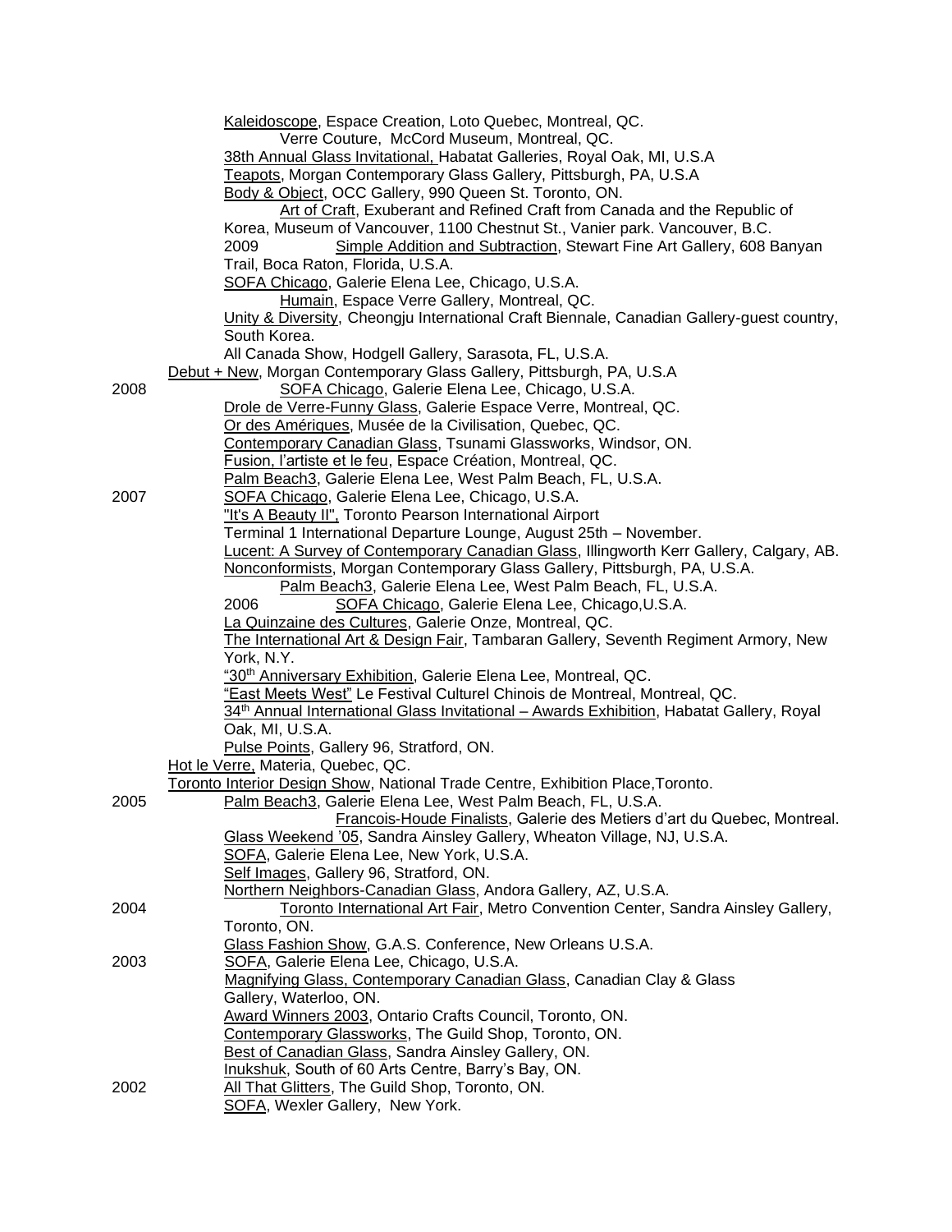Kaleidoscope, Espace Creation, Loto Quebec, Montreal, QC.
Verre Couture, McCord Museum, Montreal, QC.
38th Annual Glass Invitational, Habatat Galleries, Royal Oak, MI, U.S.A
Teapots, Morgan Contemporary Glass Gallery, Pittsburgh, PA, U.S.A
Body & Object, OCC Gallery, 990 Queen St. Toronto, ON.
Art of Craft, Exuberant and Refined Craft from Canada and the Republic of Korea, Museum of Vancouver, 1100 Chestnut St., Vanier park. Vancouver, B.C.

2009 Simple Addition and Subtraction, Stewart Fine Art Gallery, 608 Banyan Trail, Boca Raton, Florida, U.S.A.
SOFA Chicago, Galerie Elena Lee, Chicago, U.S.A.
Humain, Espace Verre Gallery, Montreal, QC.
Unity & Diversity, Cheongju International Craft Biennale, Canadian Gallery-guest country, South Korea.
All Canada Show, Hodgell Gallery, Sarasota, FL, U.S.A.
Debut + New, Morgan Contemporary Glass Gallery, Pittsburgh, PA, U.S.A

2008 SOFA Chicago, Galerie Elena Lee, Chicago, U.S.A.
Drole de Verre-Funny Glass, Galerie Espace Verre, Montreal, QC.
Or des Amériques, Musée de la Civilisation, Quebec, QC.
Contemporary Canadian Glass, Tsunami Glassworks, Windsor, ON.
Fusion, l'artiste et le feu, Espace Création, Montreal, QC.
Palm Beach3, Galerie Elena Lee, West Palm Beach, FL, U.S.A.

2007 SOFA Chicago, Galerie Elena Lee, Chicago, U.S.A.
"It's A Beauty II", Toronto Pearson International Airport
Terminal 1 International Departure Lounge, August 25th – November.
Lucent: A Survey of Contemporary Canadian Glass, Illingworth Kerr Gallery, Calgary, AB.
Nonconformists, Morgan Contemporary Glass Gallery, Pittsburgh, PA, U.S.A.
Palm Beach3, Galerie Elena Lee, West Palm Beach, FL, U.S.A.

2006 SOFA Chicago, Galerie Elena Lee, Chicago,U.S.A.
La Quinzaine des Cultures, Galerie Onze, Montreal, QC.
The International Art & Design Fair, Tambaran Gallery, Seventh Regiment Armory, New York, N.Y.
"30th Anniversary Exhibition, Galerie Elena Lee, Montreal, QC.
"East Meets West" Le Festival Culturel Chinois de Montreal, Montreal, QC.
34th Annual International Glass Invitational – Awards Exhibition, Habatat Gallery, Royal Oak, MI, U.S.A.
Pulse Points, Gallery 96, Stratford, ON.
Hot le Verre, Materia, Quebec, QC.
Toronto Interior Design Show, National Trade Centre, Exhibition Place,Toronto.

2005 Palm Beach3, Galerie Elena Lee, West Palm Beach, FL, U.S.A.
Francois-Houde Finalists, Galerie des Metiers d'art du Quebec, Montreal.
Glass Weekend '05, Sandra Ainsley Gallery, Wheaton Village, NJ, U.S.A.
SOFA, Galerie Elena Lee, New York, U.S.A.
Self Images, Gallery 96, Stratford, ON.
Northern Neighbors-Canadian Glass, Andora Gallery, AZ, U.S.A.

2004 Toronto International Art Fair, Metro Convention Center, Sandra Ainsley Gallery, Toronto, ON.
Glass Fashion Show, G.A.S. Conference, New Orleans U.S.A.

2003 SOFA, Galerie Elena Lee, Chicago, U.S.A.
Magnifying Glass, Contemporary Canadian Glass, Canadian Clay & Glass Gallery, Waterloo, ON.
Award Winners 2003, Ontario Crafts Council, Toronto, ON.
Contemporary Glassworks, The Guild Shop, Toronto, ON.
Best of Canadian Glass, Sandra Ainsley Gallery, ON.
Inukshuk, South of 60 Arts Centre, Barry's Bay, ON.

2002 All That Glitters, The Guild Shop, Toronto, ON.
SOFA, Wexler Gallery, New York.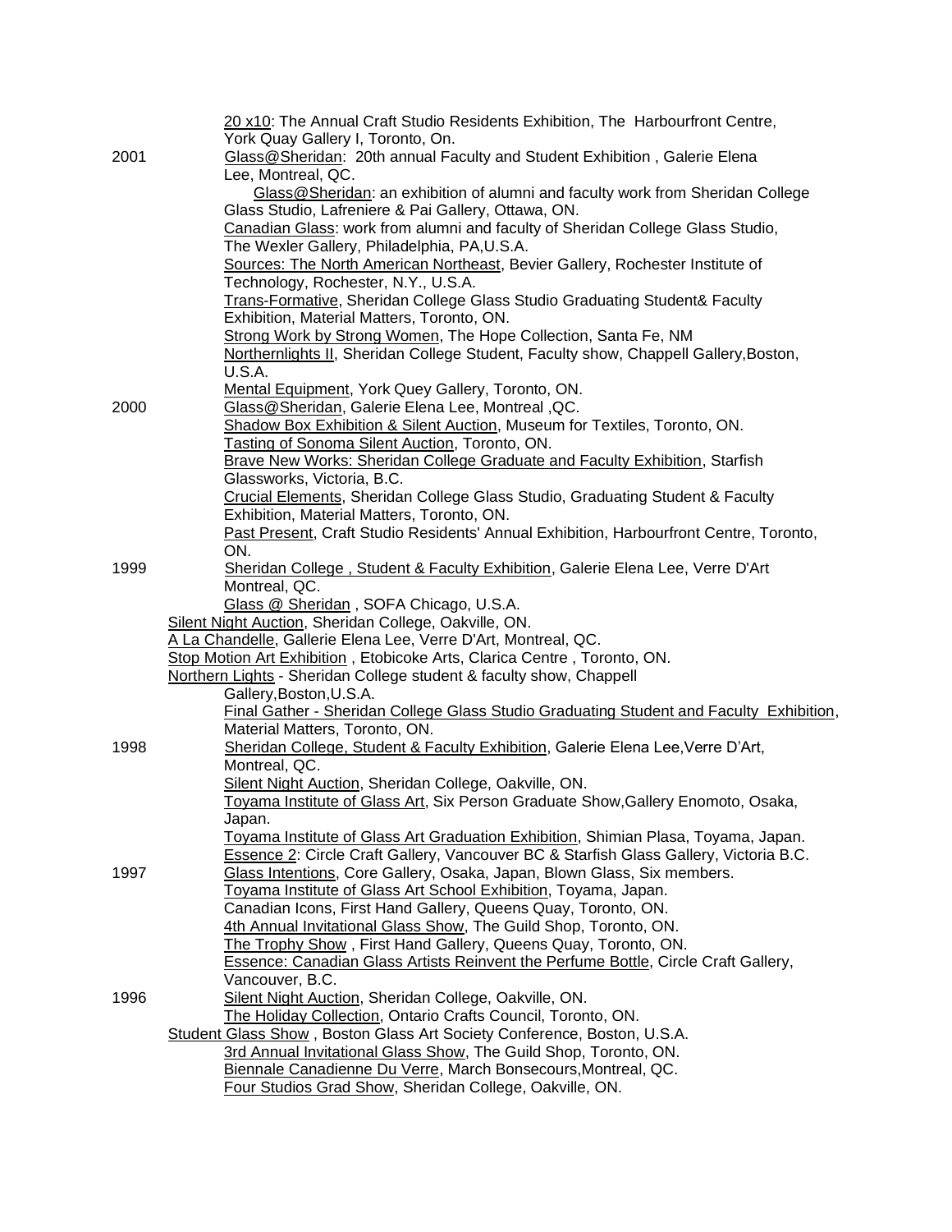20 x10: The Annual Craft Studio Residents Exhibition, The Harbourfront Centre, York Quay Gallery I, Toronto, On.

**2001**

Glass@Sheridan: 20th annual Faculty and Student Exhibition , Galerie Elena Lee, Montreal, QC.

Glass@Sheridan: an exhibition of alumni and faculty work from Sheridan College Glass Studio, Lafreniere & Pai Gallery, Ottawa, ON.

Canadian Glass: work from alumni and faculty of Sheridan College Glass Studio, The Wexler Gallery, Philadelphia, PA,U.S.A.

Sources: The North American Northeast, Bevier Gallery, Rochester Institute of Technology, Rochester, N.Y., U.S.A.

Trans-Formative, Sheridan College Glass Studio Graduating Student& Faculty Exhibition, Material Matters, Toronto, ON.

Strong Work by Strong Women, The Hope Collection, Santa Fe, NM

Northernlights II, Sheridan College Student, Faculty show, Chappell Gallery,Boston, U.S.A.

Mental Equipment, York Quey Gallery, Toronto, ON.

**2000**

Glass@Sheridan, Galerie Elena Lee, Montreal ,QC.

Shadow Box Exhibition & Silent Auction, Museum for Textiles, Toronto, ON.

Tasting of Sonoma Silent Auction, Toronto, ON.

Brave New Works: Sheridan College Graduate and Faculty Exhibition, Starfish Glassworks, Victoria, B.C.

Crucial Elements, Sheridan College Glass Studio, Graduating Student & Faculty Exhibition, Material Matters, Toronto, ON.

Past Present, Craft Studio Residents' Annual Exhibition, Harbourfront Centre, Toronto, ON.

**1999**

Sheridan College , Student & Faculty Exhibition, Galerie Elena Lee, Verre D'Art Montreal, QC.

Glass @ Sheridan , SOFA Chicago, U.S.A.

Silent Night Auction, Sheridan College, Oakville, ON.

A La Chandelle, Gallerie Elena Lee, Verre D'Art, Montreal, QC.

Stop Motion Art Exhibition , Etobicoke Arts, Clarica Centre , Toronto, ON.

Northern Lights - Sheridan College student & faculty show, Chappell Gallery,Boston,U.S.A.

Final Gather - Sheridan College Glass Studio Graduating Student and Faculty Exhibition, Material Matters, Toronto, ON.

**1998**

Sheridan College, Student & Faculty Exhibition, Galerie Elena Lee,Verre D'Art, Montreal, QC.

Silent Night Auction, Sheridan College, Oakville, ON.

Toyama Institute of Glass Art, Six Person Graduate Show,Gallery Enomoto, Osaka, Japan.

Toyama Institute of Glass Art Graduation Exhibition, Shimian Plasa, Toyama, Japan.

Essence 2: Circle Craft Gallery, Vancouver BC & Starfish Glass Gallery, Victoria B.C.

**1997**

Glass Intentions, Core Gallery, Osaka, Japan, Blown Glass, Six members.

Toyama Institute of Glass Art School Exhibition, Toyama, Japan.

Canadian Icons, First Hand Gallery, Queens Quay, Toronto, ON.

4th Annual Invitational Glass Show, The Guild Shop, Toronto, ON.

The Trophy Show , First Hand Gallery, Queens Quay, Toronto, ON.

Essence: Canadian Glass Artists Reinvent the Perfume Bottle, Circle Craft Gallery, Vancouver, B.C.

**1996**

Silent Night Auction, Sheridan College, Oakville, ON.

The Holiday Collection, Ontario Crafts Council, Toronto, ON.

Student Glass Show , Boston Glass Art Society Conference, Boston, U.S.A.

3rd Annual Invitational Glass Show, The Guild Shop, Toronto, ON.

Biennale Canadienne Du Verre, March Bonsecours,Montreal, QC.

Four Studios Grad Show, Sheridan College, Oakville, ON.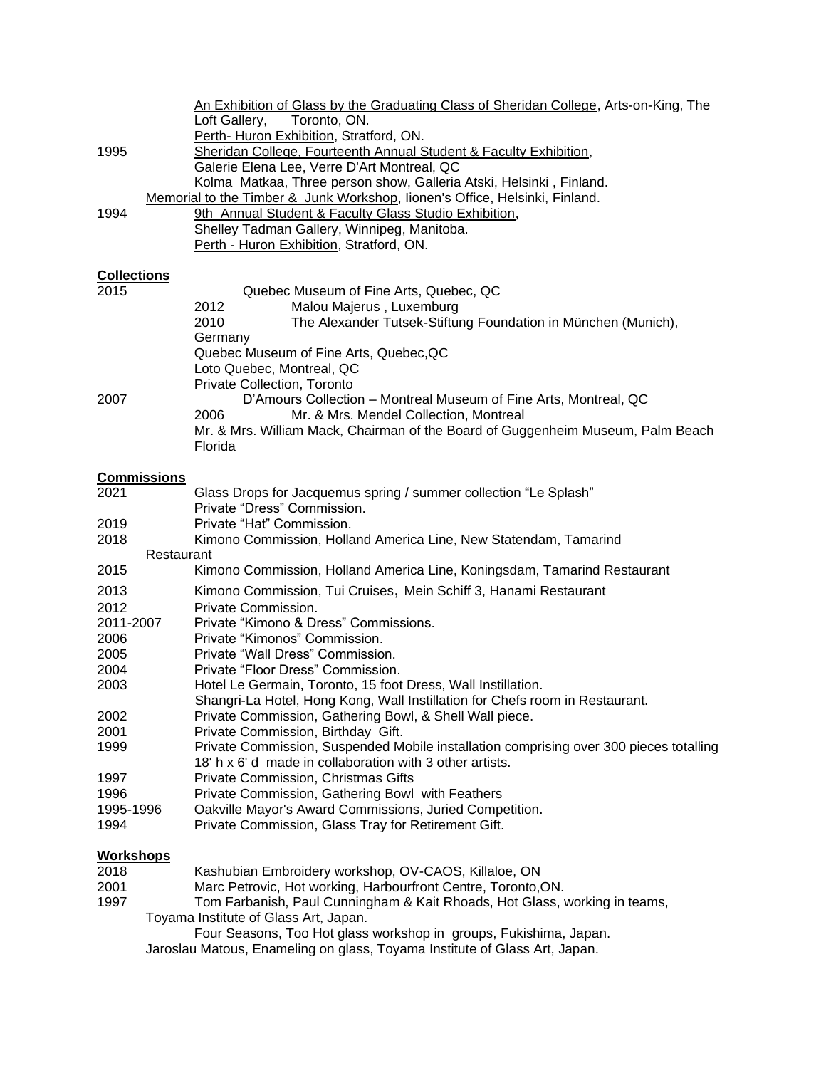<u>An Exhibition of Glass by the Graduating Class of Sheridan College</u>, Arts-on-King, The Loft Gallery, Toronto, ON.
<u>Perth- Huron Exhibition</u>, Stratford, ON.

1995 <u>Sheridan College, Fourteenth Annual Student & Faculty Exhibition</u>, Galerie Elena Lee, Verre D'Art Montreal, QC
<u>Kolma Matkaa</u>, Three person show, Galleria Atski, Helsinki , Finland.
<u>Memorial to the Timber & Junk Workshop</u>, Iionen's Office, Helsinki, Finland.

1994 <u>9th Annual Student & Faculty Glass Studio Exhibition</u>, Shelley Tadman Gallery, Winnipeg, Manitoba.
<u>Perth - Huron Exhibition</u>, Stratford, ON.

## Collections

2015 Quebec Museum of Fine Arts, Quebec, QC
2012 Malou Majerus , Luxemburg
2010 The Alexander Tutsek-Stiftung Foundation in München (Munich), Germany
Quebec Museum of Fine Arts, Quebec,QC
Loto Quebec, Montreal, QC
Private Collection, Toronto
2007 D'Amours Collection – Montreal Museum of Fine Arts, Montreal, QC
2006 Mr. & Mrs. Mendel Collection, Montreal
Mr. & Mrs. William Mack, Chairman of the Board of Guggenheim Museum, Palm Beach Florida

## Commissions

2021 Glass Drops for Jacquemus spring / summer collection "Le Splash"
Private "Dress" Commission.
2019 Private "Hat" Commission.
2018 Kimono Commission, Holland America Line, New Statendam, Tamarind Restaurant
2015 Kimono Commission, Holland America Line, Koningsdam, Tamarind Restaurant
2013 Kimono Commission, Tui Cruises, Mein Schiff 3, Hanami Restaurant
2012 Private Commission.
2011-2007 Private "Kimono & Dress" Commissions.
2006 Private "Kimonos" Commission.
2005 Private "Wall Dress" Commission.
2004 Private "Floor Dress" Commission.
2003 Hotel Le Germain, Toronto, 15 foot Dress, Wall Instillation.
Shangri-La Hotel, Hong Kong, Wall Instillation for Chefs room in Restaurant.
2002 Private Commission, Gathering Bowl, & Shell Wall piece.
2001 Private Commission, Birthday Gift.
1999 Private Commission, Suspended Mobile installation comprising over 300 pieces totalling 18' h x 6' d made in collaboration with 3 other artists.
1997 Private Commission, Christmas Gifts
1996 Private Commission, Gathering Bowl with Feathers
1995-1996 Oakville Mayor's Award Commissions, Juried Competition.
1994 Private Commission, Glass Tray for Retirement Gift.

## Workshops

2018 Kashubian Embroidery workshop, OV-CAOS, Killaloe, ON
2001 Marc Petrovic, Hot working, Harbourfront Centre, Toronto,ON.
1997 Tom Farbanish, Paul Cunningham & Kait Rhoads, Hot Glass, working in teams, Toyama Institute of Glass Art, Japan.
Four Seasons, Too Hot glass workshop in groups, Fukishima, Japan.
Jaroslau Matous, Enameling on glass, Toyama Institute of Glass Art, Japan.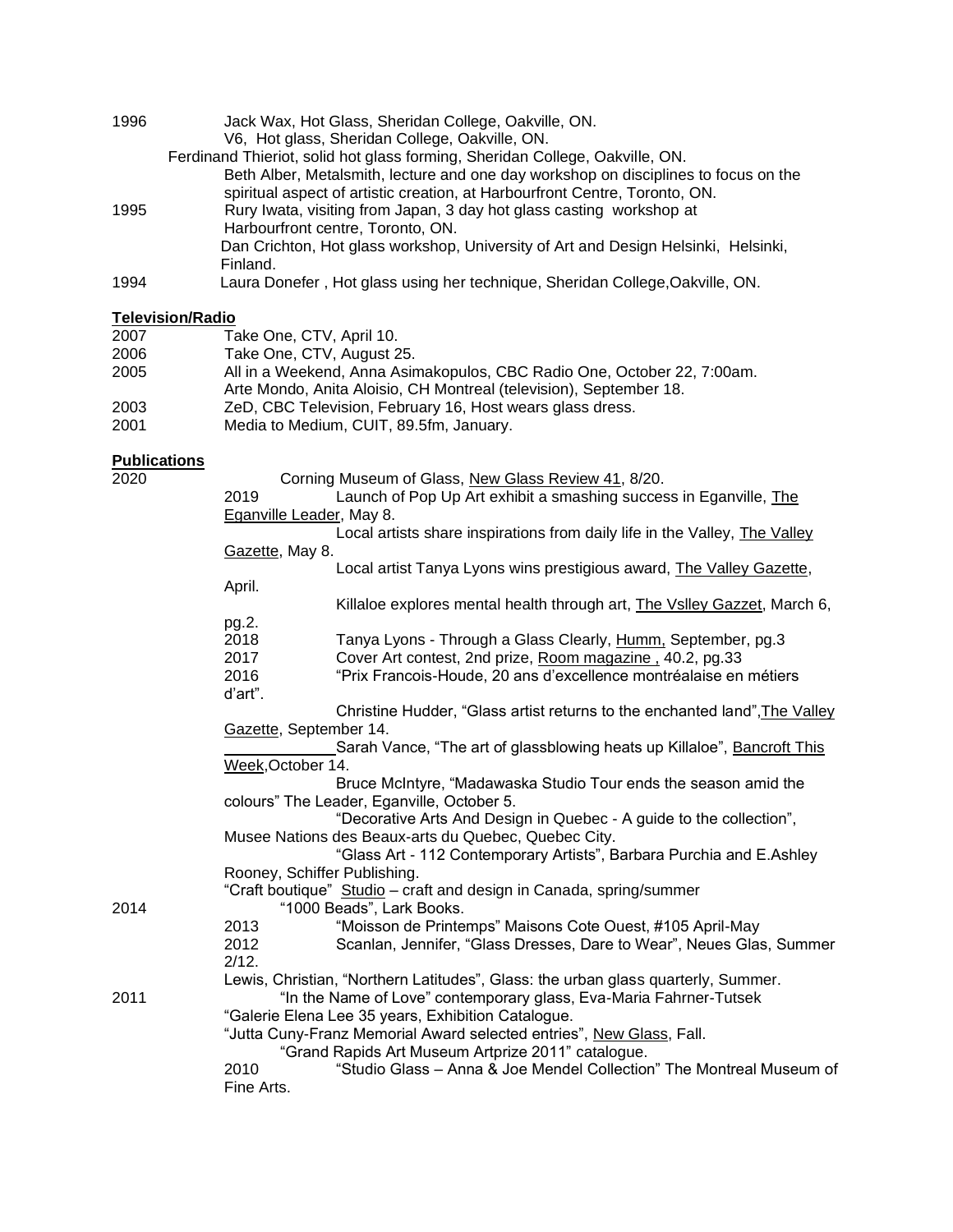1996 Jack Wax, Hot Glass, Sheridan College, Oakville, ON.
V6, Hot glass, Sheridan College, Oakville, ON.
Ferdinand Thieriot, solid hot glass forming, Sheridan College, Oakville, ON.
Beth Alber, Metalsmith, lecture and one day workshop on disciplines to focus on the spiritual aspect of artistic creation, at Harbourfront Centre, Toronto, ON.

1995 Rury Iwata, visiting from Japan, 3 day hot glass casting workshop at Harbourfront centre, Toronto, ON.
Dan Crichton, Hot glass workshop, University of Art and Design Helsinki, Helsinki, Finland.

1994 Laura Donefer , Hot glass using her technique, Sheridan College,Oakville, ON.

## Television/Radio

2007 Take One, CTV, April 10.

2006 Take One, CTV, August 25.

2005 All in a Weekend, Anna Asimakopulos, CBC Radio One, October 22, 7:00am.
Arte Mondo, Anita Aloisio, CH Montreal (television), September 18.

2003 ZeD, CBC Television, February 16, Host wears glass dress.

2001 Media to Medium, CUIT, 89.5fm, January.

## Publications

2020 Corning Museum of Glass, New Glass Review 41, 8/20.

2019 Launch of Pop Up Art exhibit a smashing success in Eganville, The Eganville Leader, May 8.
Local artists share inspirations from daily life in the Valley, The Valley Gazette, May 8.
Local artist Tanya Lyons wins prestigious award, The Valley Gazette, April.
Killaloe explores mental health through art, The Vslley Gazzet, March 6, pg.2.

2018 Tanya Lyons - Through a Glass Clearly, Humm, September, pg.3

2017 Cover Art contest, 2nd prize, Room magazine , 40.2, pg.33

2016 “Prix Francois-Houde, 20 ans d’excellence montréalaise en métiers d’art”.
Christine Hudder, “Glass artist returns to the enchanted land”,The Valley Gazette, September 14.
Sarah Vance, “The art of glassblowing heats up Killaloe”, Bancroft This Week,October 14.
Bruce McIntyre, “Madawaska Studio Tour ends the season amid the colours” The Leader, Eganville, October 5.
“Decorative Arts And Design in Quebec - A guide to the collection”, Musee Nations des Beaux-arts du Quebec, Quebec City.
“Glass Art - 112 Contemporary Artists”, Barbara Purchia and E.Ashley Rooney, Schiffer Publishing.
“Craft boutique” Studio – craft and design in Canada, spring/summer

2014 “1000 Beads”, Lark Books.

2013 “Moisson de Printemps” Maisons Cote Ouest, #105 April-May

2012 Scanlan, Jennifer, “Glass Dresses, Dare to Wear”, Neues Glas, Summer 2/12.
Lewis, Christian, “Northern Latitudes”, Glass: the urban glass quarterly, Summer.

2011 “In the Name of Love” contemporary glass, Eva-Maria Fahrner-Tutsek
“Galerie Elena Lee 35 years, Exhibition Catalogue.
“Jutta Cuny-Franz Memorial Award selected entries”, New Glass, Fall.
“Grand Rapids Art Museum Artprize 2011” catalogue.

2010 “Studio Glass – Anna & Joe Mendel Collection” The Montreal Museum of Fine Arts.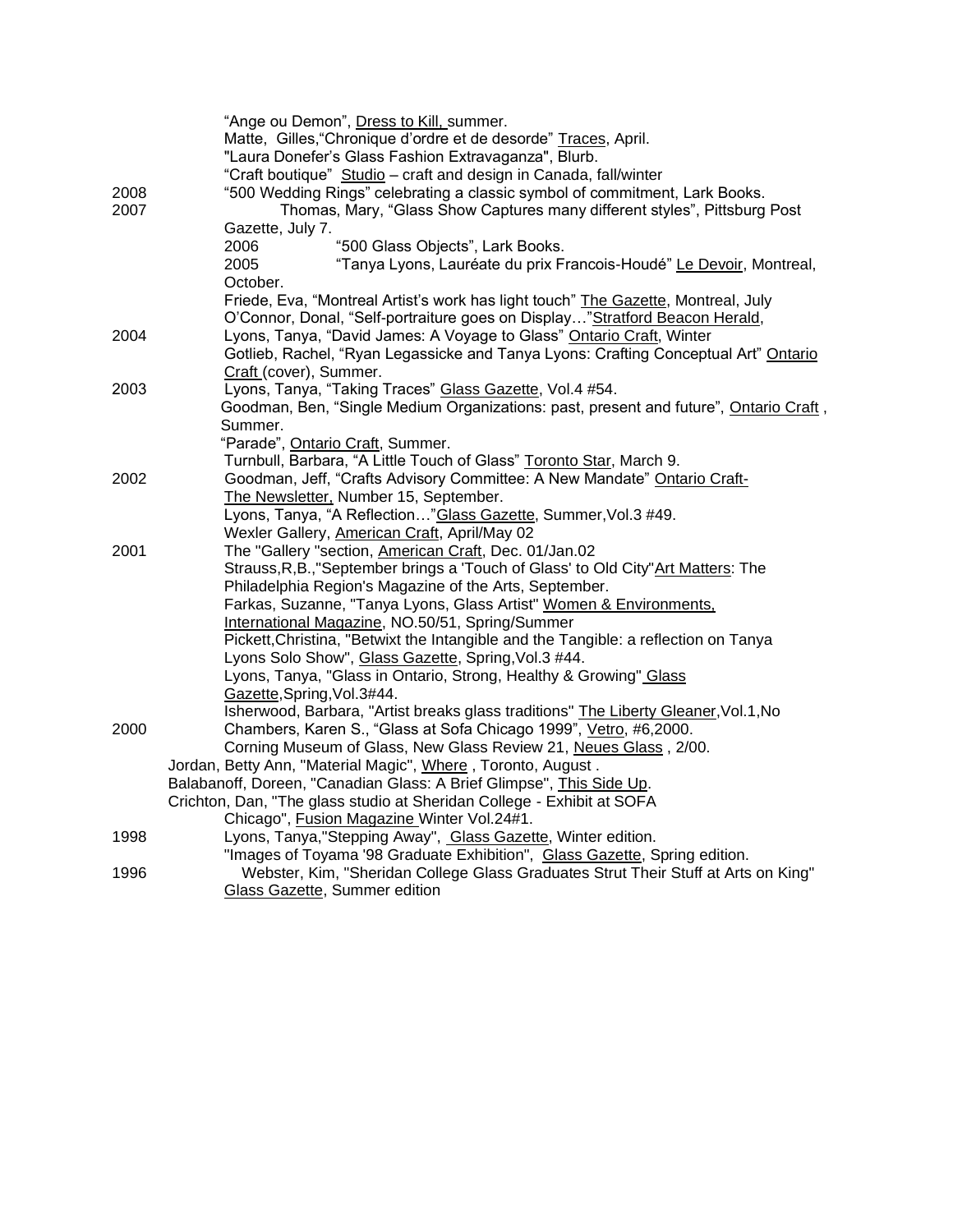"Ange ou Demon", Dress to Kill, summer.
Matte, Gilles,"Chronique d'ordre et de desorde" Traces, April.
"Laura Donefer's Glass Fashion Extravaganza", Blurb.
"Craft boutique" Studio – craft and design in Canada, fall/winter

2008 "500 Wedding Rings" celebrating a classic symbol of commitment, Lark Books.

2007 Thomas, Mary, "Glass Show Captures many different styles", Pittsburg Post Gazette, July 7.

2006 "500 Glass Objects", Lark Books.

2005 "Tanya Lyons, Lauréate du prix Francois-Houdé" Le Devoir, Montreal, October.
Friede, Eva, "Montreal Artist's work has light touch" The Gazette, Montreal, July
O'Connor, Donal, "Self-portraiture goes on Display…"Stratford Beacon Herald,

2004 Lyons, Tanya, "David James: A Voyage to Glass" Ontario Craft, Winter
Gotlieb, Rachel, "Ryan Legassicke and Tanya Lyons: Crafting Conceptual Art" Ontario Craft (cover), Summer.

2003 Lyons, Tanya, "Taking Traces" Glass Gazette, Vol.4 #54.
Goodman, Ben, "Single Medium Organizations: past, present and future", Ontario Craft , Summer.
"Parade", Ontario Craft, Summer.
Turnbull, Barbara, "A Little Touch of Glass" Toronto Star, March 9.

2002 Goodman, Jeff, "Crafts Advisory Committee: A New Mandate" Ontario Craft- The Newsletter, Number 15, September.
Lyons, Tanya, "A Reflection…"Glass Gazette, Summer,Vol.3 #49.
Wexler Gallery, American Craft, April/May 02

2001 The "Gallery "section, American Craft, Dec. 01/Jan.02
Strauss,R,B.,"September brings a 'Touch of Glass' to Old City"Art Matters: The Philadelphia Region's Magazine of the Arts, September.
Farkas, Suzanne, "Tanya Lyons, Glass Artist" Women & Environments, International Magazine, NO.50/51, Spring/Summer
Pickett,Christina, "Betwixt the Intangible and the Tangible: a reflection on Tanya Lyons Solo Show", Glass Gazette, Spring,Vol.3 #44.
Lyons, Tanya, "Glass in Ontario, Strong, Healthy & Growing" Glass Gazette,Spring,Vol.3#44.
Isherwood, Barbara, "Artist breaks glass traditions" The Liberty Gleaner,Vol.1,No

2000 Chambers, Karen S., "Glass at Sofa Chicago 1999", Vetro, #6,2000.
Corning Museum of Glass, New Glass Review 21, Neues Glass , 2/00.
Jordan, Betty Ann, "Material Magic", Where , Toronto, August .
Balabanoff, Doreen, "Canadian Glass: A Brief Glimpse", This Side Up.
Crichton, Dan, "The glass studio at Sheridan College - Exhibit at SOFA Chicago", Fusion Magazine Winter Vol.24#1.

1998 Lyons, Tanya,"Stepping Away", Glass Gazette, Winter edition.
"Images of Toyama '98 Graduate Exhibition", Glass Gazette, Spring edition.

1996 Webster, Kim, "Sheridan College Glass Graduates Strut Their Stuff at Arts on King" Glass Gazette, Summer edition